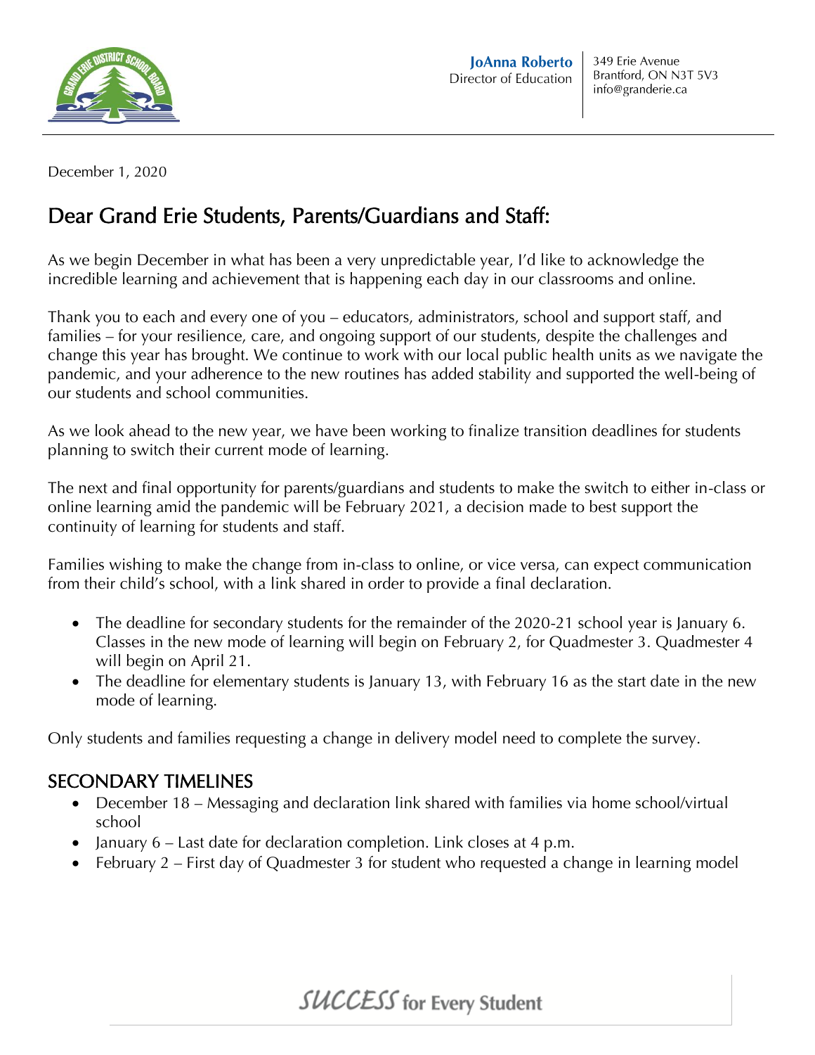**JoAnna Roberto**
Director of Education

349 Erie Avenue
Brantford, ON N3T 5V3
info@granderie.ca

December 1, 2020

## Dear Grand Erie Students, Parents/Guardians and Staff:

As we begin December in what has been a very unpredictable year, I'd like to acknowledge the incredible learning and achievement that is happening each day in our classrooms and online.

Thank you to each and every one of you – educators, administrators, school and support staff, and families – for your resilience, care, and ongoing support of our students, despite the challenges and change this year has brought. We continue to work with our local public health units as we navigate the pandemic, and your adherence to the new routines has added stability and supported the well-being of our students and school communities.

As we look ahead to the new year, we have been working to finalize transition deadlines for students planning to switch their current mode of learning.

The next and final opportunity for parents/guardians and students to make the switch to either in-class or online learning amid the pandemic will be February 2021, a decision made to best support the continuity of learning for students and staff.

Families wishing to make the change from in-class to online, or vice versa, can expect communication from their child's school, with a link shared in order to provide a final declaration.

- The deadline for secondary students for the remainder of the 2020-21 school year is January 6. Classes in the new mode of learning will begin on February 2, for Quadmester 3. Quadmester 4 will begin on April 21.
- The deadline for elementary students is January 13, with February 16 as the start date in the new mode of learning.

Only students and families requesting a change in delivery model need to complete the survey.

## SECONDARY TIMELINES

- December 18 – Messaging and declaration link shared with families via home school/virtual school
- January 6 – Last date for declaration completion. Link closes at 4 p.m.
- February 2 – First day of Quadmester 3 for student who requested a change in learning model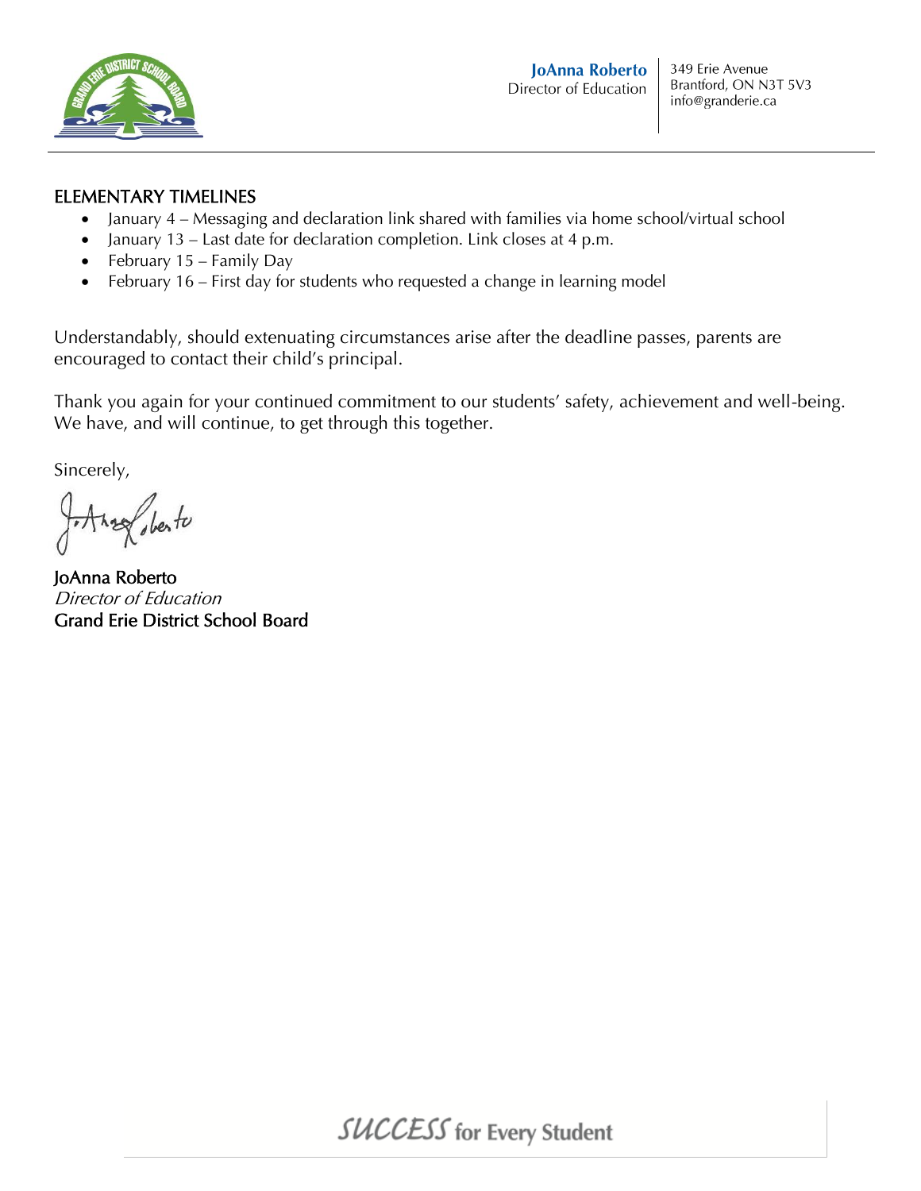JoAnna Roberto
Director of Education

349 Erie Avenue
Brantford, ON N3T 5V3
info@granderie.ca

## ELEMENTARY TIMELINES

- January 4 – Messaging and declaration link shared with families via home school/virtual school
- January 13 – Last date for declaration completion. Link closes at 4 p.m.
- February 15 – Family Day
- February 16 – First day for students who requested a change in learning model

Understandably, should extenuating circumstances arise after the deadline passes, parents are encouraged to contact their child's principal.

Thank you again for your continued commitment to our students' safety, achievement and well-being. We have, and will continue, to get through this together.

Sincerely,

JoAnna Roberto
*Director of Education*
Grand Erie District School Board

SUCCESS for Every Student